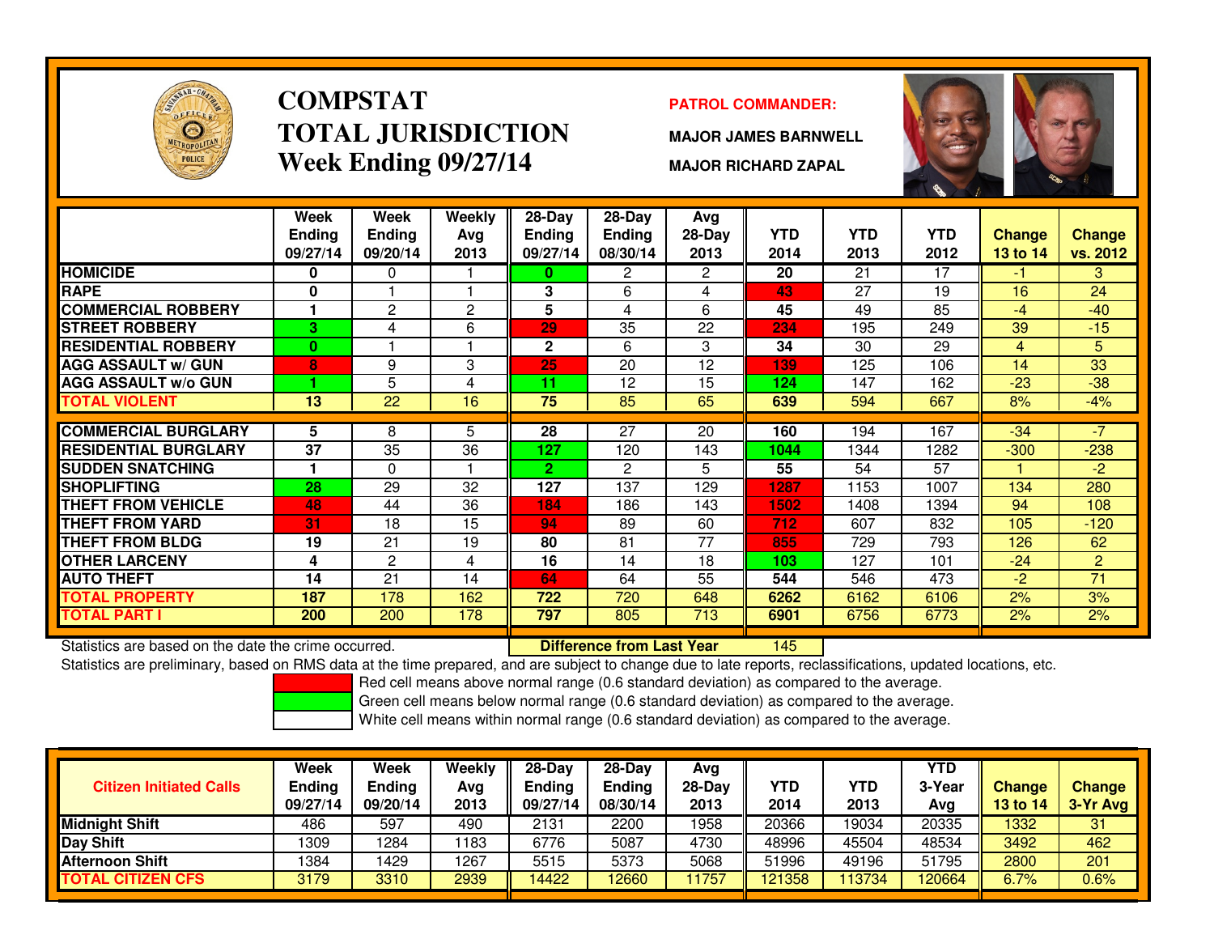# COMPSTAT
# TOTAL JURISDICTION
## Week Ending 09/27/14

**PATROL COMMANDER:**

**MAJOR JAMES BARNWELL**

**MAJOR RICHARD ZAPAL**

| | Week Ending 09/27/14 | Week Ending 09/20/14 | Weekly Avg 2013 | 28-Day Ending 09/27/14 | 28-Day Ending 08/30/14 | Avg 28-Day 2013 | YTD 2014 | YTD 2013 | YTD 2012 | Change 13 to 14 | Change vs. 2012 |
|---|---|---|---|---|---|---|---|---|---|---|---|
| HOMICIDE | 0 | 0 | 1 | 0 | 2 | 2 | 20 | 21 | 17 | -1 | 3 |
| RAPE | 0 | 1 | 1 | 3 | 6 | 4 | 43 | 27 | 19 | 16 | 24 |
| COMMERCIAL ROBBERY | 1 | 2 | 2 | 5 | 4 | 6 | 45 | 49 | 85 | -4 | -40 |
| STREET ROBBERY | 3 | 4 | 6 | 29 | 35 | 22 | 234 | 195 | 249 | 39 | -15 |
| RESIDENTIAL ROBBERY | 0 | 1 | 1 | 2 | 6 | 3 | 34 | 30 | 29 | 4 | 5 |
| AGG ASSAULT w/ GUN | 8 | 9 | 3 | 25 | 20 | 12 | 139 | 125 | 106 | 14 | 33 |
| AGG ASSAULT w/o GUN | 1 | 5 | 4 | 11 | 12 | 15 | 124 | 147 | 162 | -23 | -38 |
| TOTAL VIOLENT | 13 | 22 | 16 | 75 | 85 | 65 | 639 | 594 | 667 | 8% | -4% |
| COMMERCIAL BURGLARY | 5 | 8 | 5 | 28 | 27 | 20 | 160 | 194 | 167 | -34 | -7 |
| RESIDENTIAL BURGLARY | 37 | 35 | 36 | 127 | 120 | 143 | 1044 | 1344 | 1282 | -300 | -238 |
| SUDDEN SNATCHING | 1 | 0 | 1 | 2 | 2 | 5 | 55 | 54 | 57 | 1 | -2 |
| SHOPLIFTING | 28 | 29 | 32 | 127 | 137 | 129 | 1287 | 1153 | 1007 | 134 | 280 |
| THEFT FROM VEHICLE | 48 | 44 | 36 | 184 | 186 | 143 | 1502 | 1408 | 1394 | 94 | 108 |
| THEFT FROM YARD | 31 | 18 | 15 | 94 | 89 | 60 | 712 | 607 | 832 | 105 | -120 |
| THEFT FROM BLDG | 19 | 21 | 19 | 80 | 81 | 77 | 855 | 729 | 793 | 126 | 62 |
| OTHER LARCENY | 4 | 2 | 4 | 16 | 14 | 18 | 103 | 127 | 101 | -24 | 2 |
| AUTO THEFT | 14 | 21 | 14 | 64 | 64 | 55 | 544 | 546 | 473 | -2 | 71 |
| TOTAL PROPERTY | 187 | 178 | 162 | 722 | 720 | 648 | 6262 | 6162 | 6106 | 2% | 3% |
| TOTAL PART I | 200 | 200 | 178 | 797 | 805 | 713 | 6901 | 6756 | 6773 | 2% | 2% |

Statistics are based on the date the crime occurred. **Difference from Last Year** 145

Statistics are preliminary, based on RMS data at the time prepared, and are subject to change due to late reports, reclassifications, updated locations, etc.

Red cell means above normal range (0.6 standard deviation) as compared to the average.
Green cell means below normal range (0.6 standard deviation) as compared to the average.
White cell means within normal range (0.6 standard deviation) as compared to the average.

| Citizen Initiated Calls | Week Ending 09/27/14 | Week Ending 09/20/14 | Weekly Avg 2013 | 28-Day Ending 09/27/14 | 28-Day Ending 08/30/14 | Avg 28-Day 2013 | YTD 2014 | YTD 2013 | YTD 3-Year Avg | Change 13 to 14 | Change 3-Yr Avg |
|---|---|---|---|---|---|---|---|---|---|---|---|
| Midnight Shift | 486 | 597 | 490 | 2131 | 2200 | 1958 | 20366 | 19034 | 20335 | 1332 | 31 |
| Day Shift | 1309 | 1284 | 1183 | 6776 | 5087 | 4730 | 48996 | 45504 | 48534 | 3492 | 462 |
| Afternoon Shift | 1384 | 1429 | 1267 | 5515 | 5373 | 5068 | 51996 | 49196 | 51795 | 2800 | 201 |
| TOTAL CITIZEN CFS | 3179 | 3310 | 2939 | 14422 | 12660 | 11757 | 121358 | 113734 | 120664 | 6.7% | 0.6% |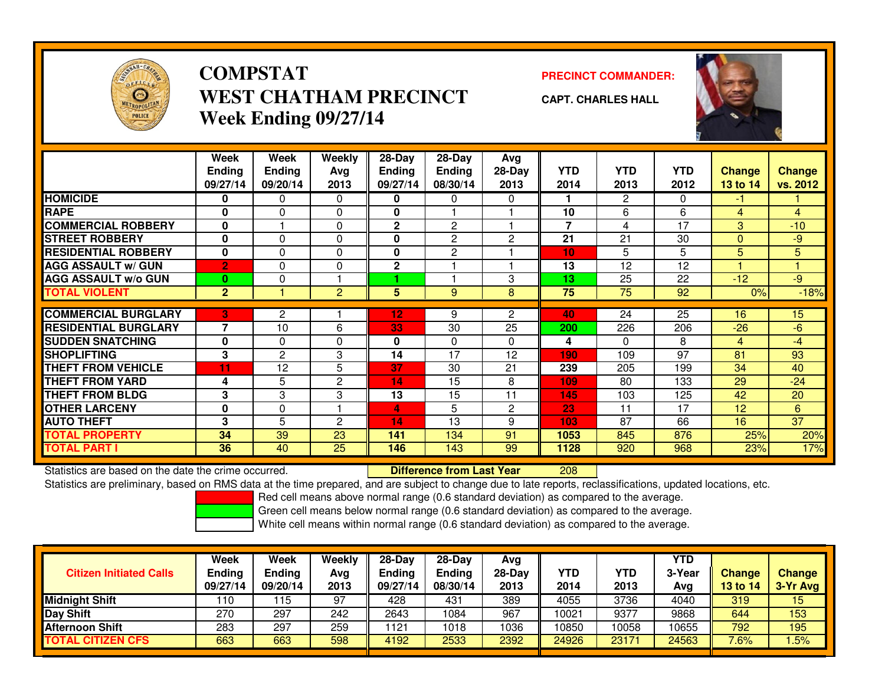# COMPSTAT
## WEST CHATHAM PRECINCT
## Week Ending 09/27/14

**PRECINCT COMMANDER:**

**CAPT. CHARLES HALL**

| | Week Ending 09/27/14 | Week Ending 09/20/14 | Weekly Avg 2013 | 28-Day Ending 09/27/14 | 28-Day Ending 08/30/14 | Avg 28-Day 2013 | YTD 2014 | YTD 2013 | YTD 2012 | Change 13 to 14 | Change vs. 2012 |
|---|---|---|---|---|---|---|---|---|---|---|---|
| **HOMICIDE** | 0 | 0 | 0 | 0 | 0 | 0 | 1 | 2 | 0 | -1 | 1 |
| **RAPE** | 0 | 0 | 0 | 0 | 1 | 1 | 10 | 6 | 6 | 4 | 4 |
| **COMMERCIAL ROBBERY** | 0 | 1 | 0 | 2 | 2 | 1 | 7 | 4 | 17 | 3 | -10 |
| **STREET ROBBERY** | 0 | 0 | 0 | 0 | 2 | 2 | 21 | 21 | 30 | 0 | -9 |
| **RESIDENTIAL ROBBERY** | 0 | 0 | 0 | 0 | 2 | 1 | 10 | 5 | 5 | 5 | 5 |
| **AGG ASSAULT w/ GUN** | 2 | 0 | 0 | 2 | 1 | 1 | 13 | 12 | 12 | 1 | 1 |
| **AGG ASSAULT w/o GUN** | 0 | 0 | 1 | 1 | 1 | 3 | 13 | 25 | 22 | -12 | -9 |
| **TOTAL VIOLENT** | 2 | 1 | 2 | 5 | 9 | 8 | 75 | 75 | 92 | 0% | -18% |
| **COMMERCIAL BURGLARY** | 3 | 2 | 1 | 12 | 9 | 2 | 40 | 24 | 25 | 16 | 15 |
| **RESIDENTIAL BURGLARY** | 7 | 10 | 6 | 33 | 30 | 25 | 200 | 226 | 206 | -26 | -6 |
| **SUDDEN SNATCHING** | 0 | 0 | 0 | 0 | 0 | 0 | 4 | 0 | 8 | 4 | -4 |
| **SHOPLIFTING** | 3 | 2 | 3 | 14 | 17 | 12 | 190 | 109 | 97 | 81 | 93 |
| **THEFT FROM VEHICLE** | 11 | 12 | 5 | 37 | 30 | 21 | 239 | 205 | 199 | 34 | 40 |
| **THEFT FROM YARD** | 4 | 5 | 2 | 14 | 15 | 8 | 109 | 80 | 133 | 29 | -24 |
| **THEFT FROM BLDG** | 3 | 3 | 3 | 13 | 15 | 11 | 145 | 103 | 125 | 42 | 20 |
| **OTHER LARCENY** | 0 | 0 | 1 | 4 | 5 | 2 | 23 | 11 | 17 | 12 | 6 |
| **AUTO THEFT** | 3 | 5 | 2 | 14 | 13 | 9 | 103 | 87 | 66 | 16 | 37 |
| **TOTAL PROPERTY** | 34 | 39 | 23 | 141 | 134 | 91 | 1053 | 845 | 876 | 25% | 20% |
| **TOTAL PART I** | 36 | 40 | 25 | 146 | 143 | 99 | 1128 | 920 | 968 | 23% | 17% |

Statistics are based on the date the crime occurred. **Difference from Last Year** 208

Statistics are preliminary, based on RMS data at the time prepared, and are subject to change due to late reports, reclassifications, updated locations, etc.

Red cell means above normal range (0.6 standard deviation) as compared to the average.
Green cell means below normal range (0.6 standard deviation) as compared to the average.
White cell means within normal range (0.6 standard deviation) as compared to the average.

| Citizen Initiated Calls | Week Ending 09/27/14 | Week Ending 09/20/14 | Weekly Avg 2013 | 28-Day Ending 09/27/14 | 28-Day Ending 08/30/14 | Avg 28-Day 2013 | YTD 2014 | YTD 2013 | YTD 3-Year Avg | Change 13 to 14 | Change 3-Yr Avg |
|---|---|---|---|---|---|---|---|---|---|---|---|
| **Midnight Shift** | 110 | 115 | 97 | 428 | 431 | 389 | 4055 | 3736 | 4040 | 319 | 15 |
| **Day Shift** | 270 | 297 | 242 | 2643 | 1084 | 967 | 10021 | 9377 | 9868 | 644 | 153 |
| **Afternoon Shift** | 283 | 297 | 259 | 1121 | 1018 | 1036 | 10850 | 10058 | 10655 | 792 | 195 |
| **TOTAL CITIZEN CFS** | 663 | 663 | 598 | 4192 | 2533 | 2392 | 24926 | 23171 | 24563 | 7.6% | 1.5% |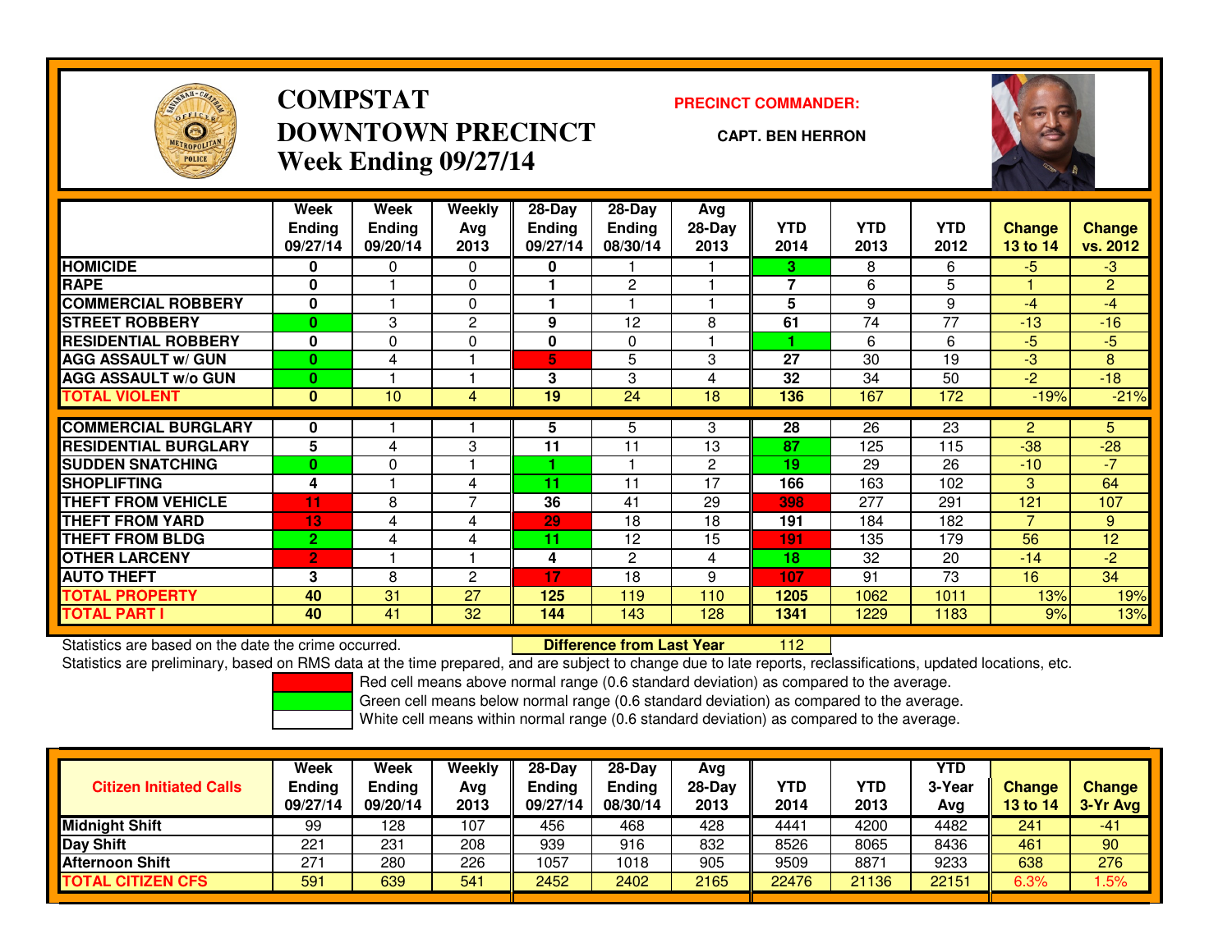# COMPSTAT
# DOWNTOWN PRECINCT
## Week Ending 09/27/14

**PRECINCT COMMANDER:**

**CAPT. BEN HERRON**

| | Week Ending 09/27/14 | Week Ending 09/20/14 | Weekly Avg 2013 | 28-Day Ending 09/27/14 | 28-Day Ending 08/30/14 | Avg 28-Day 2013 | YTD 2014 | YTD 2013 | YTD 2012 | Change 13 to 14 | Change vs. 2012 |
|---|---|---|---|---|---|---|---|---|---|---|---|
| HOMICIDE | 0 | 0 | 0 | 0 | 1 | 1 | 3 | 8 | 6 | -5 | -3 |
| RAPE | 0 | 1 | 0 | 1 | 2 | 1 | 7 | 6 | 5 | 1 | 2 |
| COMMERCIAL ROBBERY | 0 | 1 | 0 | 1 | 1 | 1 | 5 | 9 | 9 | -4 | -4 |
| STREET ROBBERY | 0 | 3 | 2 | 9 | 12 | 8 | 61 | 74 | 77 | -13 | -16 |
| RESIDENTIAL ROBBERY | 0 | 0 | 0 | 0 | 0 | 1 | 1 | 6 | 6 | -5 | -5 |
| AGG ASSAULT w/ GUN | 0 | 4 | 1 | 5 | 5 | 3 | 27 | 30 | 19 | -3 | 8 |
| AGG ASSAULT w/o GUN | 0 | 1 | 1 | 3 | 3 | 4 | 32 | 34 | 50 | -2 | -18 |
| TOTAL VIOLENT | 0 | 10 | 4 | 19 | 24 | 18 | 136 | 167 | 172 | -19% | -21% |
| COMMERCIAL BURGLARY | 0 | 1 | 1 | 5 | 5 | 3 | 28 | 26 | 23 | 2 | 5 |
| RESIDENTIAL BURGLARY | 5 | 4 | 3 | 11 | 11 | 13 | 87 | 125 | 115 | -38 | -28 |
| SUDDEN SNATCHING | 0 | 0 | 1 | 1 | 1 | 2 | 19 | 29 | 26 | -10 | -7 |
| SHOPLIFTING | 4 | 1 | 4 | 11 | 11 | 17 | 166 | 163 | 102 | 3 | 64 |
| THEFT FROM VEHICLE | 11 | 8 | 7 | 36 | 41 | 29 | 398 | 277 | 291 | 121 | 107 |
| THEFT FROM YARD | 13 | 4 | 4 | 29 | 18 | 18 | 191 | 184 | 182 | 7 | 9 |
| THEFT FROM BLDG | 2 | 4 | 4 | 11 | 12 | 15 | 191 | 135 | 179 | 56 | 12 |
| OTHER LARCENY | 2 | 1 | 1 | 4 | 2 | 4 | 18 | 32 | 20 | -14 | -2 |
| AUTO THEFT | 3 | 8 | 2 | 17 | 18 | 9 | 107 | 91 | 73 | 16 | 34 |
| TOTAL PROPERTY | 40 | 31 | 27 | 125 | 119 | 110 | 1205 | 1062 | 1011 | 13% | 19% |
| TOTAL PART I | 40 | 41 | 32 | 144 | 143 | 128 | 1341 | 1229 | 1183 | 9% | 13% |

Statistics are based on the date the crime occurred. **Difference from Last Year** 112

Statistics are preliminary, based on RMS data at the time prepared, and are subject to change due to late reports, reclassifications, updated locations, etc.

Red cell means above normal range (0.6 standard deviation) as compared to the average.

Green cell means below normal range (0.6 standard deviation) as compared to the average.

White cell means within normal range (0.6 standard deviation) as compared to the average.

| Citizen Initiated Calls | Week Ending 09/27/14 | Week Ending 09/20/14 | Weekly Avg 2013 | 28-Day Ending 09/27/14 | 28-Day Ending 08/30/14 | Avg 28-Day 2013 | YTD 2014 | YTD 2013 | YTD 3-Year Avg | Change 13 to 14 | Change 3-Yr Avg |
|---|---|---|---|---|---|---|---|---|---|---|---|
| Midnight Shift | 99 | 128 | 107 | 456 | 468 | 428 | 4441 | 4200 | 4482 | 241 | -41 |
| Day Shift | 221 | 231 | 208 | 939 | 916 | 832 | 8526 | 8065 | 8436 | 461 | 90 |
| Afternoon Shift | 271 | 280 | 226 | 1057 | 1018 | 905 | 9509 | 8871 | 9233 | 638 | 276 |
| TOTAL CITIZEN CFS | 591 | 639 | 541 | 2452 | 2402 | 2165 | 22476 | 21136 | 22151 | 6.3% | 1.5% |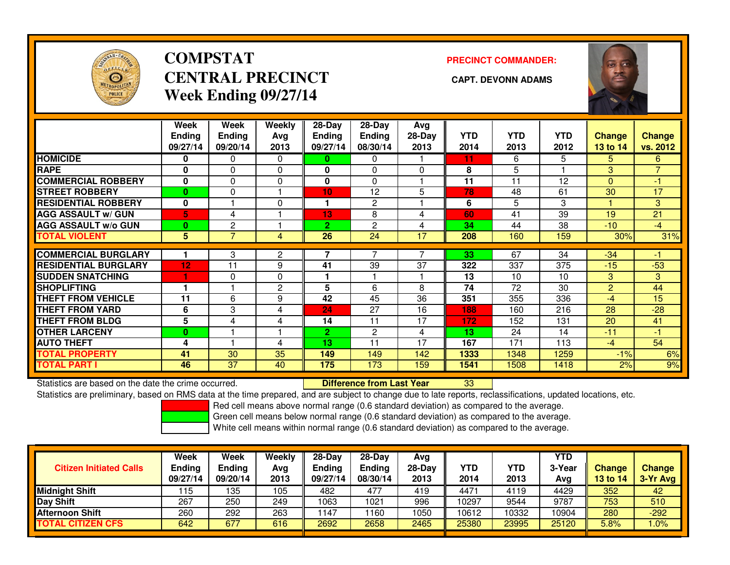# COMPSTAT
# CENTRAL PRECINCT
## Week Ending 09/27/14

**PRECINCT COMMANDER:**

**CAPT. DEVONN ADAMS**

| | Week Ending 09/27/14 | Week Ending 09/20/14 | Weekly Avg 2013 | 28-Day Ending 09/27/14 | 28-Day Ending 08/30/14 | Avg 28-Day 2013 | YTD 2014 | YTD 2013 | YTD 2012 | Change 13 to 14 | Change vs. 2012 |
|---|---|---|---|---|---|---|---|---|---|---|---|
| HOMICIDE | 0 | 0 | 0 | 0 | 0 | 1 | 11 | 6 | 5 | 5 | 6 |
| RAPE | 0 | 0 | 0 | 0 | 0 | 0 | 8 | 5 | 1 | 3 | 7 |
| COMMERCIAL ROBBERY | 0 | 0 | 0 | 0 | 0 | 1 | 11 | 11 | 12 | 0 | -1 |
| STREET ROBBERY | 0 | 0 | 1 | 10 | 12 | 5 | 78 | 48 | 61 | 30 | 17 |
| RESIDENTIAL ROBBERY | 0 | 1 | 0 | 1 | 2 | 1 | 6 | 5 | 3 | 1 | 3 |
| AGG ASSAULT w/ GUN | 5 | 4 | 1 | 13 | 8 | 4 | 60 | 41 | 39 | 19 | 21 |
| AGG ASSAULT w/o GUN | 0 | 2 | 1 | 2 | 2 | 4 | 34 | 44 | 38 | -10 | -4 |
| TOTAL VIOLENT | 5 | 7 | 4 | 26 | 24 | 17 | 208 | 160 | 159 | 30% | 31% |
| COMMERCIAL BURGLARY | 1 | 3 | 2 | 7 | 7 | 7 | 33 | 67 | 34 | -34 | -1 |
| RESIDENTIAL BURGLARY | 12 | 11 | 9 | 41 | 39 | 37 | 322 | 337 | 375 | -15 | -53 |
| SUDDEN SNATCHING | 1 | 0 | 0 | 1 | 1 | 1 | 13 | 10 | 10 | 3 | 3 |
| SHOPLIFTING | 1 | 1 | 2 | 5 | 6 | 8 | 74 | 72 | 30 | 2 | 44 |
| THEFT FROM VEHICLE | 11 | 6 | 9 | 42 | 45 | 36 | 351 | 355 | 336 | -4 | 15 |
| THEFT FROM YARD | 6 | 3 | 4 | 24 | 27 | 16 | 188 | 160 | 216 | 28 | -28 |
| THEFT FROM BLDG | 5 | 4 | 4 | 14 | 11 | 17 | 172 | 152 | 131 | 20 | 41 |
| OTHER LARCENY | 0 | 1 | 1 | 2 | 2 | 4 | 13 | 24 | 14 | -11 | -1 |
| AUTO THEFT | 4 | 1 | 4 | 13 | 11 | 17 | 167 | 171 | 113 | -4 | 54 |
| TOTAL PROPERTY | 41 | 30 | 35 | 149 | 149 | 142 | 1333 | 1348 | 1259 | -1% | 6% |
| TOTAL PART I | 46 | 37 | 40 | 175 | 173 | 159 | 1541 | 1508 | 1418 | 2% | 9% |

Statistics are based on the date the crime occurred. **Difference from Last Year** 33

Statistics are preliminary, based on RMS data at the time prepared, and are subject to change due to late reports, reclassifications, updated locations, etc.

Red cell means above normal range (0.6 standard deviation) as compared to the average.
Green cell means below normal range (0.6 standard deviation) as compared to the average.
White cell means within normal range (0.6 standard deviation) as compared to the average.

| Citizen Initiated Calls | Week Ending 09/27/14 | Week Ending 09/20/14 | Weekly Avg 2013 | 28-Day Ending 09/27/14 | 28-Day Ending 08/30/14 | Avg 28-Day 2013 | YTD 2014 | YTD 2013 | YTD 3-Year Avg | Change 13 to 14 | Change 3-Yr Avg |
|---|---|---|---|---|---|---|---|---|---|---|---|
| Midnight Shift | 115 | 135 | 105 | 482 | 477 | 419 | 4471 | 4119 | 4429 | 352 | 42 |
| Day Shift | 267 | 250 | 249 | 1063 | 1021 | 996 | 10297 | 9544 | 9787 | 753 | 510 |
| Afternoon Shift | 260 | 292 | 263 | 1147 | 1160 | 1050 | 10612 | 10332 | 10904 | 280 | -292 |
| TOTAL CITIZEN CFS | 642 | 677 | 616 | 2692 | 2658 | 2465 | 25380 | 23995 | 25120 | 5.8% | 1.0% |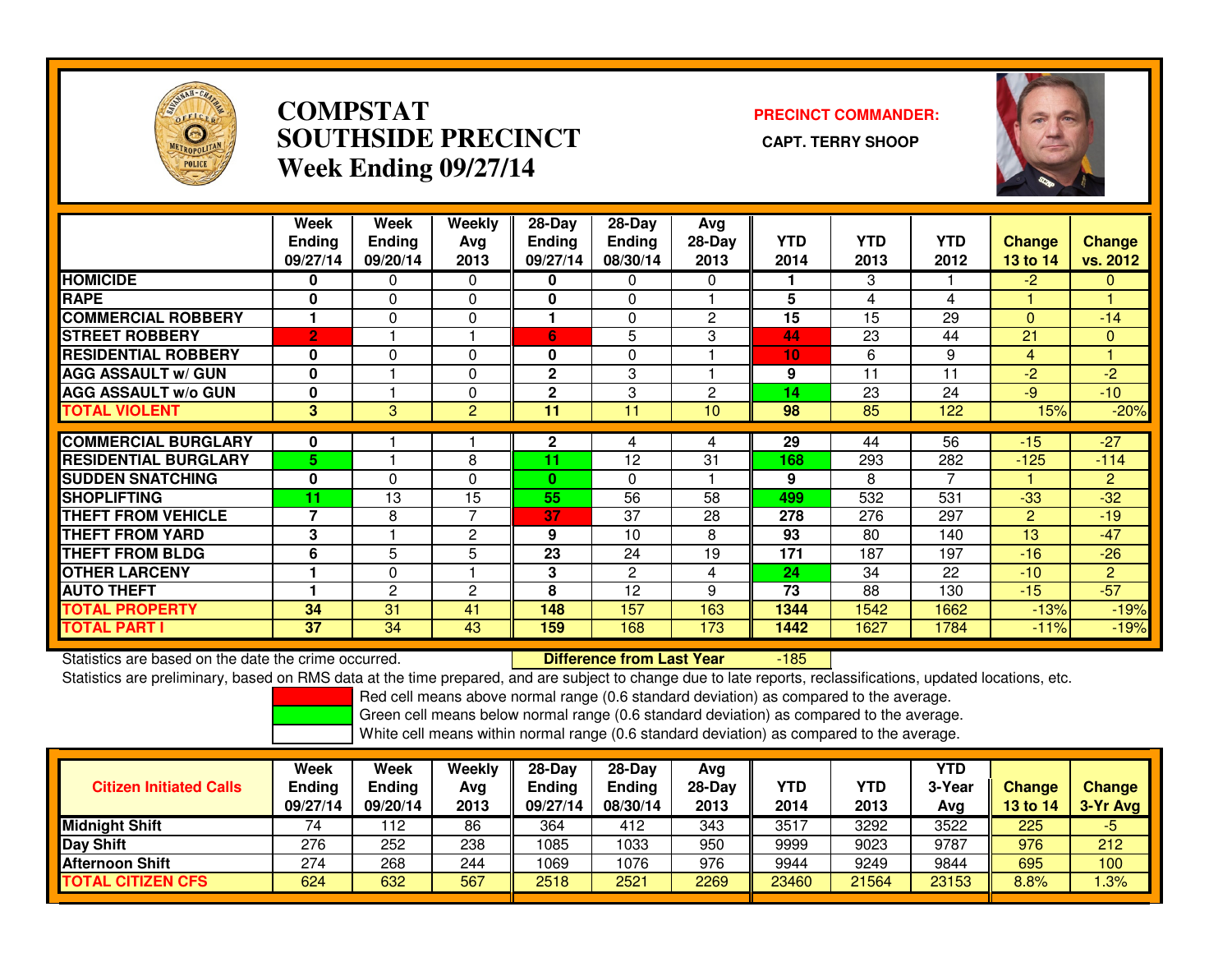# COMPSTAT SOUTHSIDE PRECINCT
## Week Ending 09/27/14

**PRECINCT COMMANDER:** CAPT. TERRY SHOOP

| | Week Ending 09/27/14 | Week Ending 09/20/14 | Weekly Avg 2013 | 28-Day Ending 09/27/14 | 28-Day Ending 08/30/14 | Avg 28-Day 2013 | YTD 2014 | YTD 2013 | YTD 2012 | Change 13 to 14 | Change vs. 2012 |
|---|---|---|---|---|---|---|---|---|---|---|---|
| HOMICIDE | 0 | 0 | 0 | 0 | 0 | 0 | 1 | 3 | 1 | -2 | 0 |
| RAPE | 0 | 0 | 0 | 0 | 0 | 1 | 5 | 4 | 4 | 1 | 1 |
| COMMERCIAL ROBBERY | 1 | 0 | 0 | 1 | 0 | 2 | 15 | 15 | 29 | 0 | -14 |
| STREET ROBBERY | 2 | 1 | 1 | 6 | 5 | 3 | 44 | 23 | 44 | 21 | 0 |
| RESIDENTIAL ROBBERY | 0 | 0 | 0 | 0 | 0 | 1 | 10 | 6 | 9 | 4 | 1 |
| AGG ASSAULT w/ GUN | 0 | 1 | 0 | 2 | 3 | 1 | 9 | 11 | 11 | -2 | -2 |
| AGG ASSAULT w/o GUN | 0 | 1 | 0 | 2 | 3 | 2 | 14 | 23 | 24 | -9 | -10 |
| TOTAL VIOLENT | 3 | 3 | 2 | 11 | 11 | 10 | 98 | 85 | 122 | 15% | -20% |
| COMMERCIAL BURGLARY | 0 | 1 | 1 | 2 | 4 | 4 | 29 | 44 | 56 | -15 | -27 |
| RESIDENTIAL BURGLARY | 5 | 1 | 8 | 11 | 12 | 31 | 168 | 293 | 282 | -125 | -114 |
| SUDDEN SNATCHING | 0 | 0 | 0 | 0 | 0 | 1 | 9 | 8 | 7 | 1 | 2 |
| SHOPLIFTING | 11 | 13 | 15 | 55 | 56 | 58 | 499 | 532 | 531 | -33 | -32 |
| THEFT FROM VEHICLE | 7 | 8 | 7 | 37 | 37 | 28 | 278 | 276 | 297 | 2 | -19 |
| THEFT FROM YARD | 3 | 1 | 2 | 9 | 10 | 8 | 93 | 80 | 140 | 13 | -47 |
| THEFT FROM BLDG | 6 | 5 | 5 | 23 | 24 | 19 | 171 | 187 | 197 | -16 | -26 |
| OTHER LARCENY | 1 | 0 | 1 | 3 | 2 | 4 | 24 | 34 | 22 | -10 | 2 |
| AUTO THEFT | 1 | 2 | 2 | 8 | 12 | 9 | 73 | 88 | 130 | -15 | -57 |
| TOTAL PROPERTY | 34 | 31 | 41 | 148 | 157 | 163 | 1344 | 1542 | 1662 | -13% | -19% |
| TOTAL PART I | 37 | 34 | 43 | 159 | 168 | 173 | 1442 | 1627 | 1784 | -11% | -19% |

Statistics are based on the date the crime occurred. **Difference from Last Year** -185

Statistics are preliminary, based on RMS data at the time prepared, and are subject to change due to late reports, reclassifications, updated locations, etc.

Red cell means above normal range (0.6 standard deviation) as compared to the average.
Green cell means below normal range (0.6 standard deviation) as compared to the average.
White cell means within normal range (0.6 standard deviation) as compared to the average.

| Citizen Initiated Calls | Week Ending 09/27/14 | Week Ending 09/20/14 | Weekly Avg 2013 | 28-Day Ending 09/27/14 | 28-Day Ending 08/30/14 | Avg 28-Day 2013 | YTD 2014 | YTD 2013 | YTD 3-Year Avg | Change 13 to 14 | Change 3-Yr Avg |
|---|---|---|---|---|---|---|---|---|---|---|---|
| Midnight Shift | 74 | 112 | 86 | 364 | 412 | 343 | 3517 | 3292 | 3522 | 225 | -5 |
| Day Shift | 276 | 252 | 238 | 1085 | 1033 | 950 | 9999 | 9023 | 9787 | 976 | 212 |
| Afternoon Shift | 274 | 268 | 244 | 1069 | 1076 | 976 | 9944 | 9249 | 9844 | 695 | 100 |
| TOTAL CITIZEN CFS | 624 | 632 | 567 | 2518 | 2521 | 2269 | 23460 | 21564 | 23153 | 8.8% | 1.3% |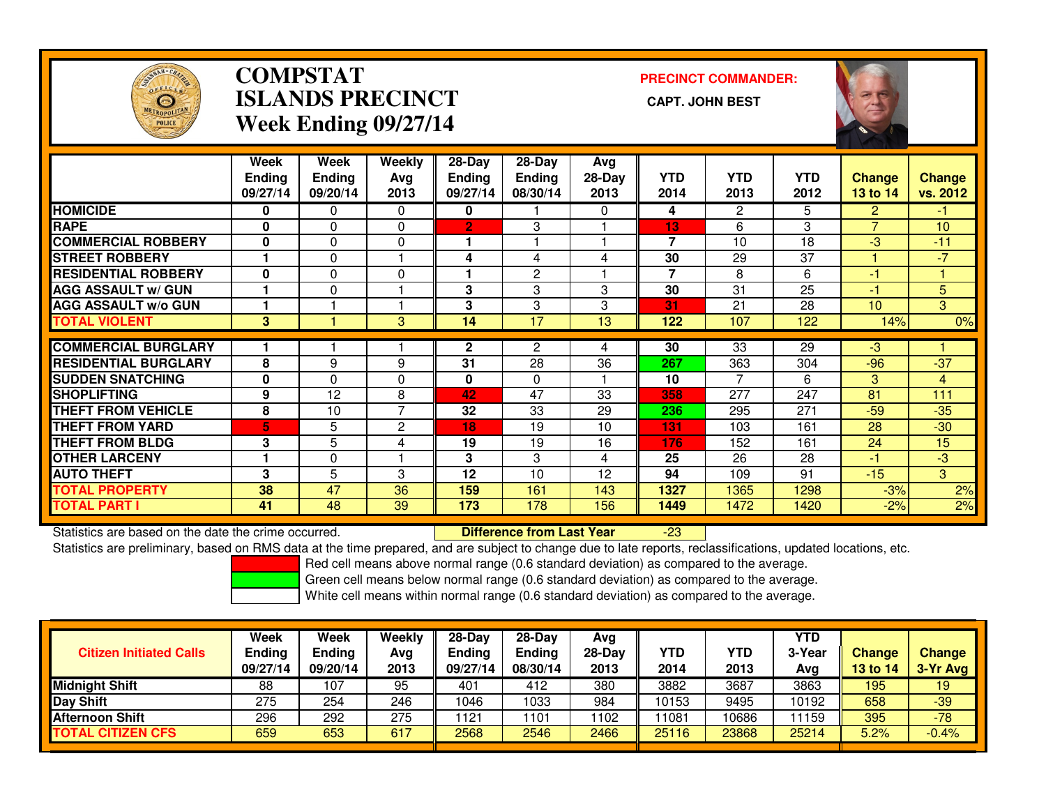# COMPSTAT
# ISLANDS PRECINCT
## Week Ending 09/27/14

**PRECINCT COMMANDER:**

**CAPT. JOHN BEST**

| | Week Ending 09/27/14 | Week Ending 09/20/14 | Weekly Avg 2013 | 28-Day Ending 09/27/14 | 28-Day Ending 08/30/14 | Avg 28-Day 2013 | YTD 2014 | YTD 2013 | YTD 2012 | Change 13 to 14 | Change vs. 2012 |
|---|---|---|---|---|---|---|---|---|---|---|---|
| HOMICIDE | 0 | 0 | 0 | 0 | 1 | 0 | 4 | 2 | 5 | 2 | -1 |
| RAPE | 0 | 0 | 0 | 2 | 3 | 1 | 13 | 6 | 3 | 7 | 10 |
| COMMERCIAL ROBBERY | 0 | 0 | 0 | 1 | 1 | 1 | 7 | 10 | 18 | -3 | -11 |
| STREET ROBBERY | 1 | 0 | 1 | 4 | 4 | 4 | 30 | 29 | 37 | 1 | -7 |
| RESIDENTIAL ROBBERY | 0 | 0 | 0 | 1 | 2 | 1 | 7 | 8 | 6 | -1 | 1 |
| AGG ASSAULT w/ GUN | 1 | 0 | 1 | 3 | 3 | 3 | 30 | 31 | 25 | -1 | 5 |
| AGG ASSAULT w/o GUN | 1 | 1 | 1 | 3 | 3 | 3 | 31 | 21 | 28 | 10 | 3 |
| TOTAL VIOLENT | 3 | 1 | 3 | 14 | 17 | 13 | 122 | 107 | 122 | 14% | 0% |
| COMMERCIAL BURGLARY | 1 | 1 | 1 | 2 | 2 | 4 | 30 | 33 | 29 | -3 | 1 |
| RESIDENTIAL BURGLARY | 8 | 9 | 9 | 31 | 28 | 36 | 267 | 363 | 304 | -96 | -37 |
| SUDDEN SNATCHING | 0 | 0 | 0 | 0 | 0 | 1 | 10 | 7 | 6 | 3 | 4 |
| SHOPLIFTING | 9 | 12 | 8 | 42 | 47 | 33 | 358 | 277 | 247 | 81 | 111 |
| THEFT FROM VEHICLE | 8 | 10 | 7 | 32 | 33 | 29 | 236 | 295 | 271 | -59 | -35 |
| THEFT FROM YARD | 5 | 5 | 2 | 18 | 19 | 10 | 131 | 103 | 161 | 28 | -30 |
| THEFT FROM BLDG | 3 | 5 | 4 | 19 | 19 | 16 | 176 | 152 | 161 | 24 | 15 |
| OTHER LARCENY | 1 | 0 | 1 | 3 | 3 | 4 | 25 | 26 | 28 | -1 | -3 |
| AUTO THEFT | 3 | 5 | 3 | 12 | 10 | 12 | 94 | 109 | 91 | -15 | 3 |
| TOTAL PROPERTY | 38 | 47 | 36 | 159 | 161 | 143 | 1327 | 1365 | 1298 | -3% | 2% |
| TOTAL PART I | 41 | 48 | 39 | 173 | 178 | 156 | 1449 | 1472 | 1420 | -2% | 2% |

Statistics are based on the date the crime occurred. **Difference from Last Year** -23

Statistics are preliminary, based on RMS data at the time prepared, and are subject to change due to late reports, reclassifications, updated locations, etc.

Red cell means above normal range (0.6 standard deviation) as compared to the average.
Green cell means below normal range (0.6 standard deviation) as compared to the average.
White cell means within normal range (0.6 standard deviation) as compared to the average.

| Citizen Initiated Calls | Week Ending 09/27/14 | Week Ending 09/20/14 | Weekly Avg 2013 | 28-Day Ending 09/27/14 | 28-Day Ending 08/30/14 | Avg 28-Day 2013 | YTD 2014 | YTD 2013 | YTD 3-Year Avg | Change 13 to 14 | Change 3-Yr Avg |
|---|---|---|---|---|---|---|---|---|---|---|---|
| Midnight Shift | 88 | 107 | 95 | 401 | 412 | 380 | 3882 | 3687 | 3863 | 195 | 19 |
| Day Shift | 275 | 254 | 246 | 1046 | 1033 | 984 | 10153 | 9495 | 10192 | 658 | -39 |
| Afternoon Shift | 296 | 292 | 275 | 1121 | 1101 | 1102 | 11081 | 10686 | 11159 | 395 | -78 |
| TOTAL CITIZEN CFS | 659 | 653 | 617 | 2568 | 2546 | 2466 | 25116 | 23868 | 25214 | 5.2% | -0.4% |